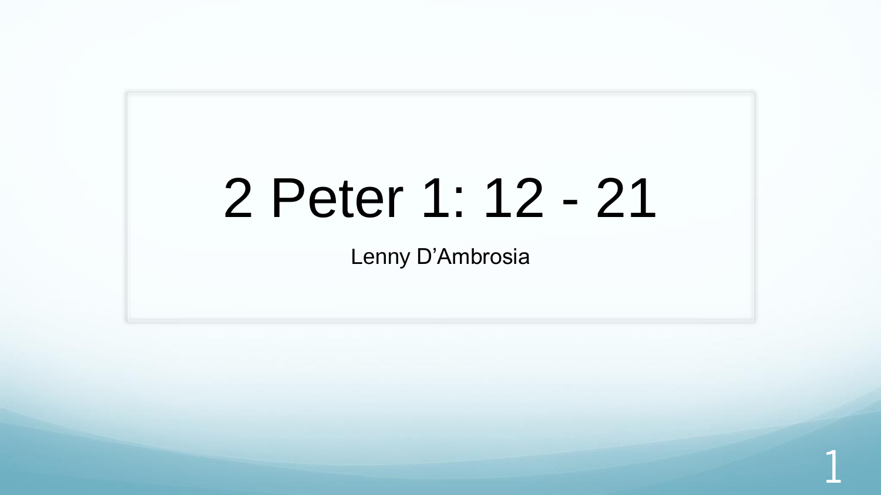# 2 Peter 1: 12 - 21

Lenny D'Ambrosia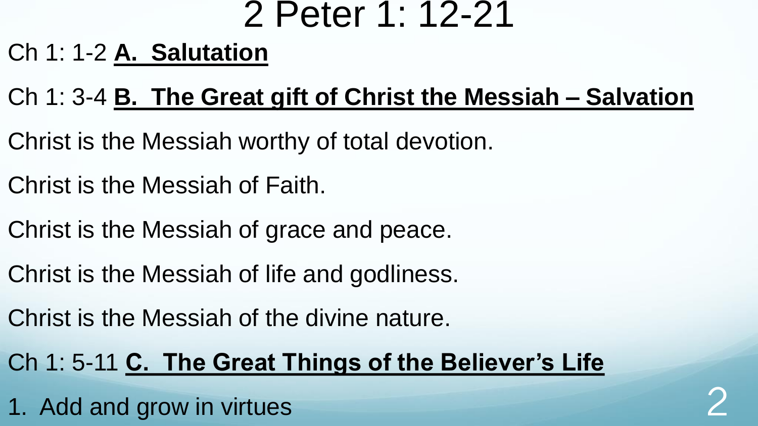# 2 Peter 1: 12-21

Ch 1: 1-2 **A. Salutation**

Ch 1: 3-4 **B. The Great gift of Christ the Messiah – Salvation**

Christ is the Messiah worthy of total devotion.

Christ is the Messiah of Faith.

Christ is the Messiah of grace and peace.

Christ is the Messiah of life and godliness.

Christ is the Messiah of the divine nature.

Ch 1: 5-11 **C. The Great Things of the Believer's Life**

1. Add and grow in virtues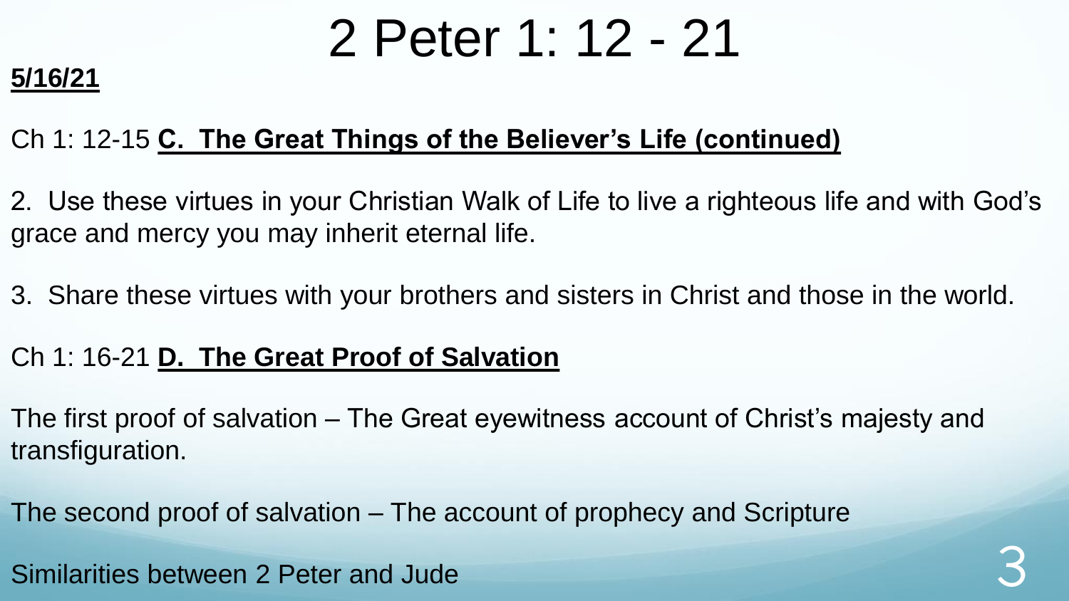# 2 Peter 1: 12 - 21

**5/16/21**

Ch 1: 12-15 **C. The Great Things of the Believer's Life (continued)**

2. Use these virtues in your Christian Walk of Life to live a righteous life and with God's grace and mercy you may inherit eternal life.

3. Share these virtues with your brothers and sisters in Christ and those in the world.

Ch 1: 16-21 **D. The Great Proof of Salvation**

The first proof of salvation – The Great eyewitness account of Christ's majesty and transfiguration.

The second proof of salvation – The account of prophecy and Scripture

Similarities between 2 Peter and Jude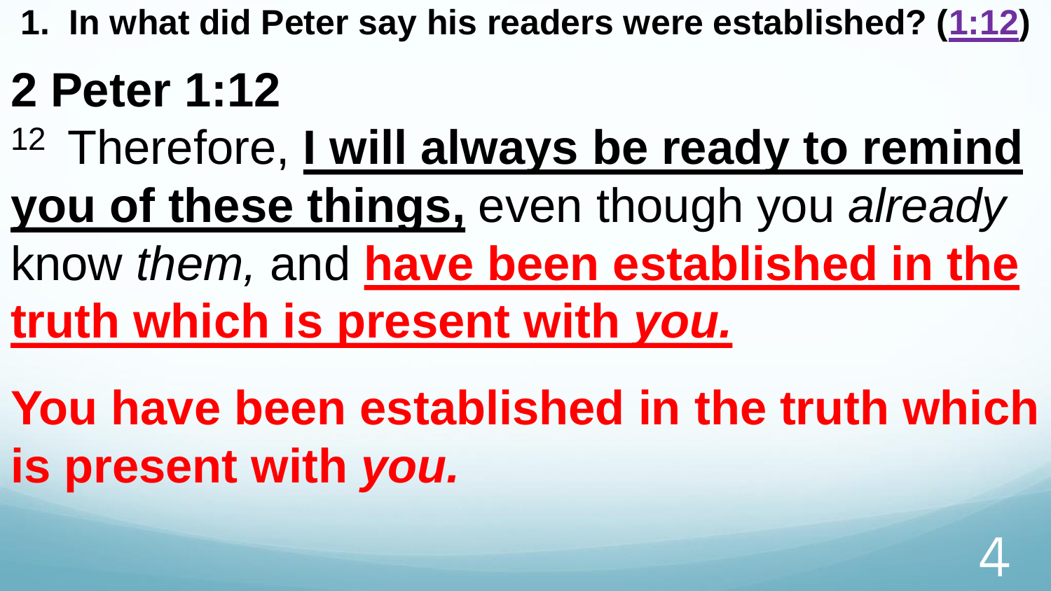**1. In what did Peter say his readers were established? (1:12)**

## 2 Peter 1:12

[12] Therefore, **I will always be ready to remind you of these things,** even though you *already* know *them,* and **have been established in the truth which is present with *you.***

**You have been established in the truth which is present with *you.***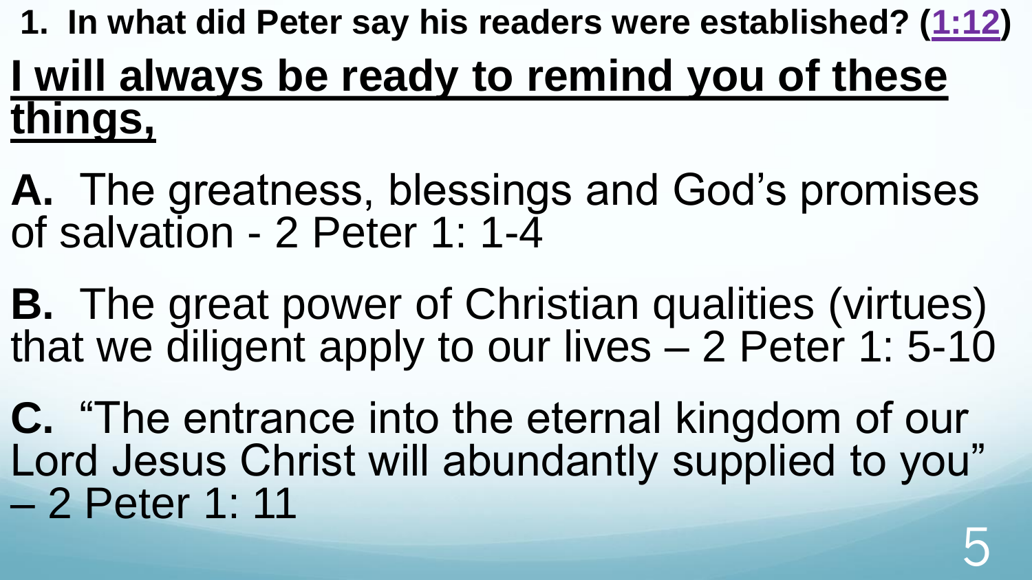**1. In what did Peter say his readers were established? (1:12)**

## I will always be ready to remind you of these things,

**A.** The greatness, blessings and God's promises of salvation - 2 Peter 1: 1-4

**B.** The great power of Christian qualities (virtues) that we diligent apply to our lives – 2 Peter 1: 5-10

**C.** "The entrance into the eternal kingdom of our Lord Jesus Christ will abundantly supplied to you" – 2 Peter 1: 11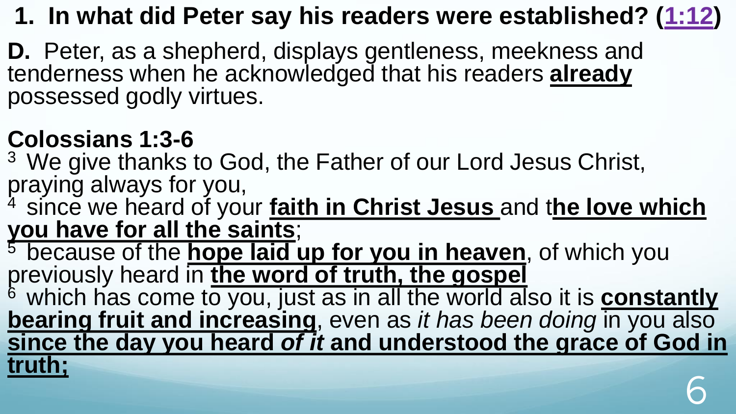## 1. In what did Peter say his readers were established? (1:12)

**D.** Peter, as a shepherd, displays gentleness, meekness and tenderness when he acknowledged that his readers **already** possessed godly virtues.

**Colossians 1:3-6**

[3] We give thanks to God, the Father of our Lord Jesus Christ, praying always for you,

[4] since we heard of your **faith in Christ Jesus** and t**he love which you have for all the saints**;

[5] because of the **hope laid up for you in heaven**, of which you previously heard in **the word of truth, the gospel**

[6] which has come to you, just as in all the world also it is **constantly bearing fruit and increasing**, even as *it has been doing* in you also **since the day you heard *of it* and understood the grace of God in truth;**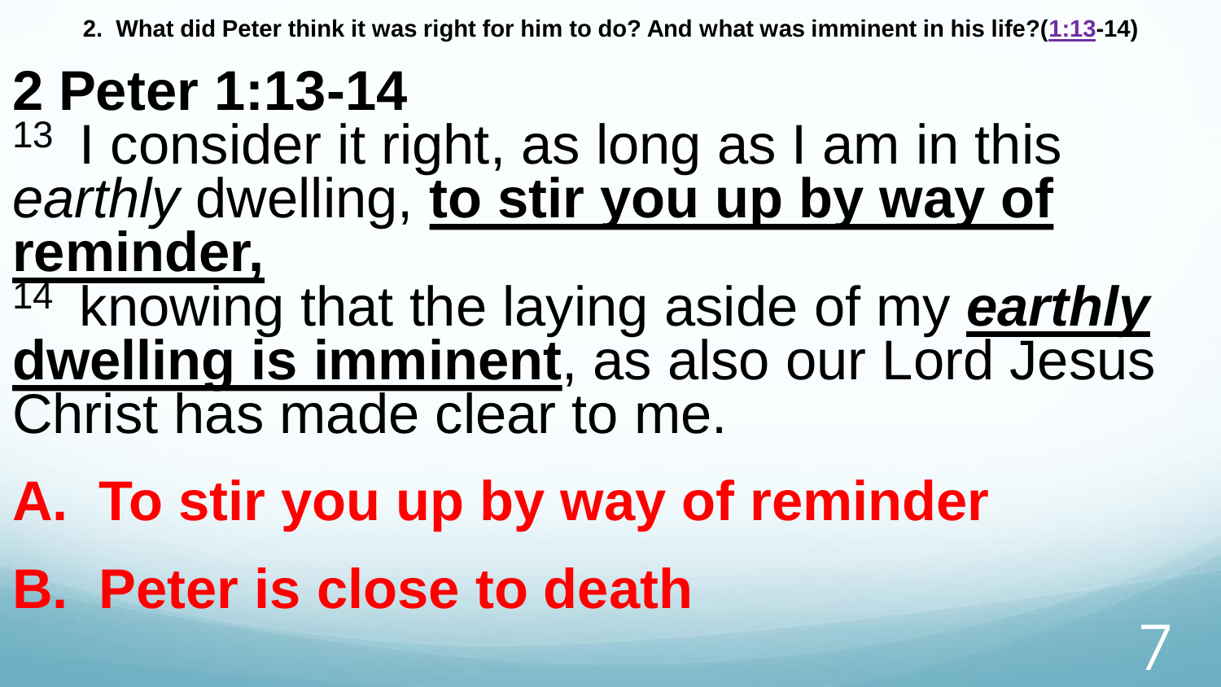**2. What did Peter think it was right for him to do? And what was imminent in his life?(1:13-14)**

# 2 Peter 1:13-14

[13] I consider it right, as long as I am in this *earthly* dwelling, **to stir you up by way of reminder,**

[14] knowing that the laying aside of my ***earthly*** **dwelling is imminent**, as also our Lord Jesus Christ has made clear to me.

**A. To stir you up by way of reminder**

**B. Peter is close to death**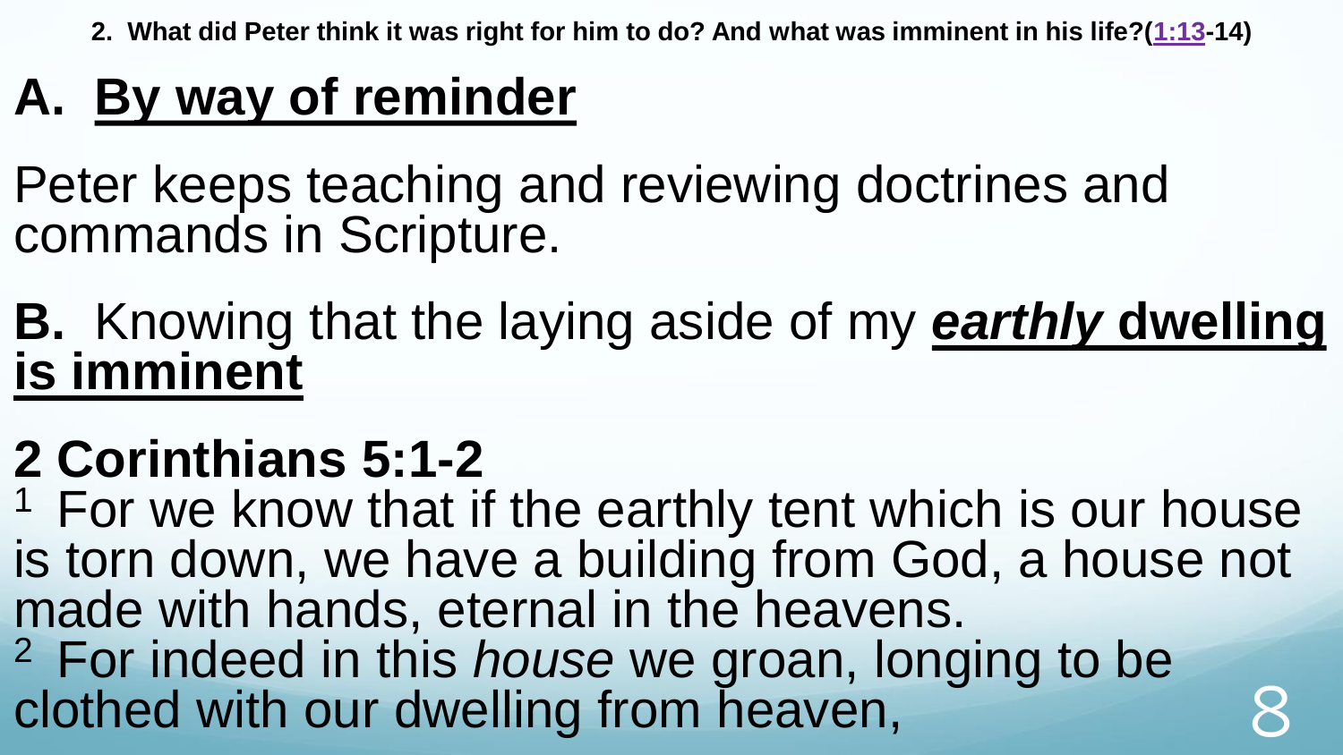**2. What did Peter think it was right for him to do? And what was imminent in his life?(1:13-14)**

# A. By way of reminder

Peter keeps teaching and reviewing doctrines and commands in Scripture.

# B. Knowing that the laying aside of my ***earthly* dwelling is imminent**

# 2 Corinthians 5:1-2

[1] For we know that if the earthly tent which is our house is torn down, we have a building from God, a house not made with hands, eternal in the heavens.
[2] For indeed in this *house* we groan, longing to be clothed with our dwelling from heaven,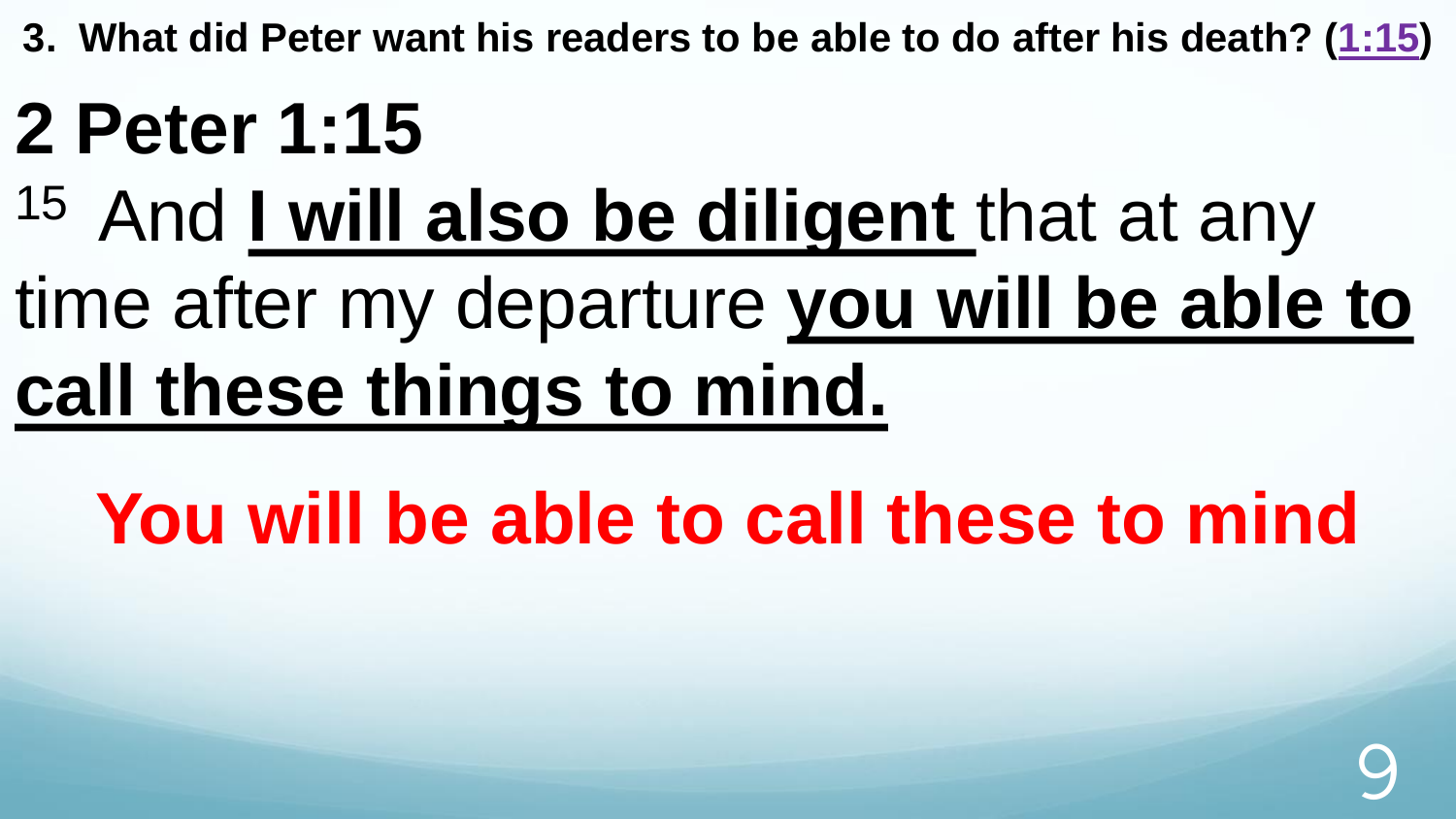**3. What did Peter want his readers to be able to do after his death? (1:15)**

# 2 Peter 1:15

[15] And **I will also be diligent** that at any time after my departure **you will be able to call these things to mind.**

**You will be able to call these to mind**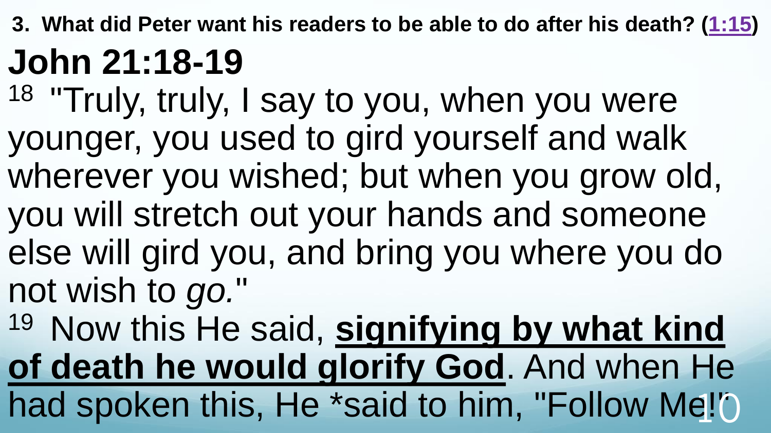**3. What did Peter want his readers to be able to do after his death? (1:15)**

# John 21:18-19

[18] "Truly, truly, I say to you, when you were younger, you used to gird yourself and walk wherever you wished; but when you grow old, you will stretch out your hands and someone else will gird you, and bring you where you do not wish to *go.*"

[19] Now this He said, **<u>signifying by what kind of death he would glorify God</u>**. And when He had spoken this, He *said to him, "Follow Me!"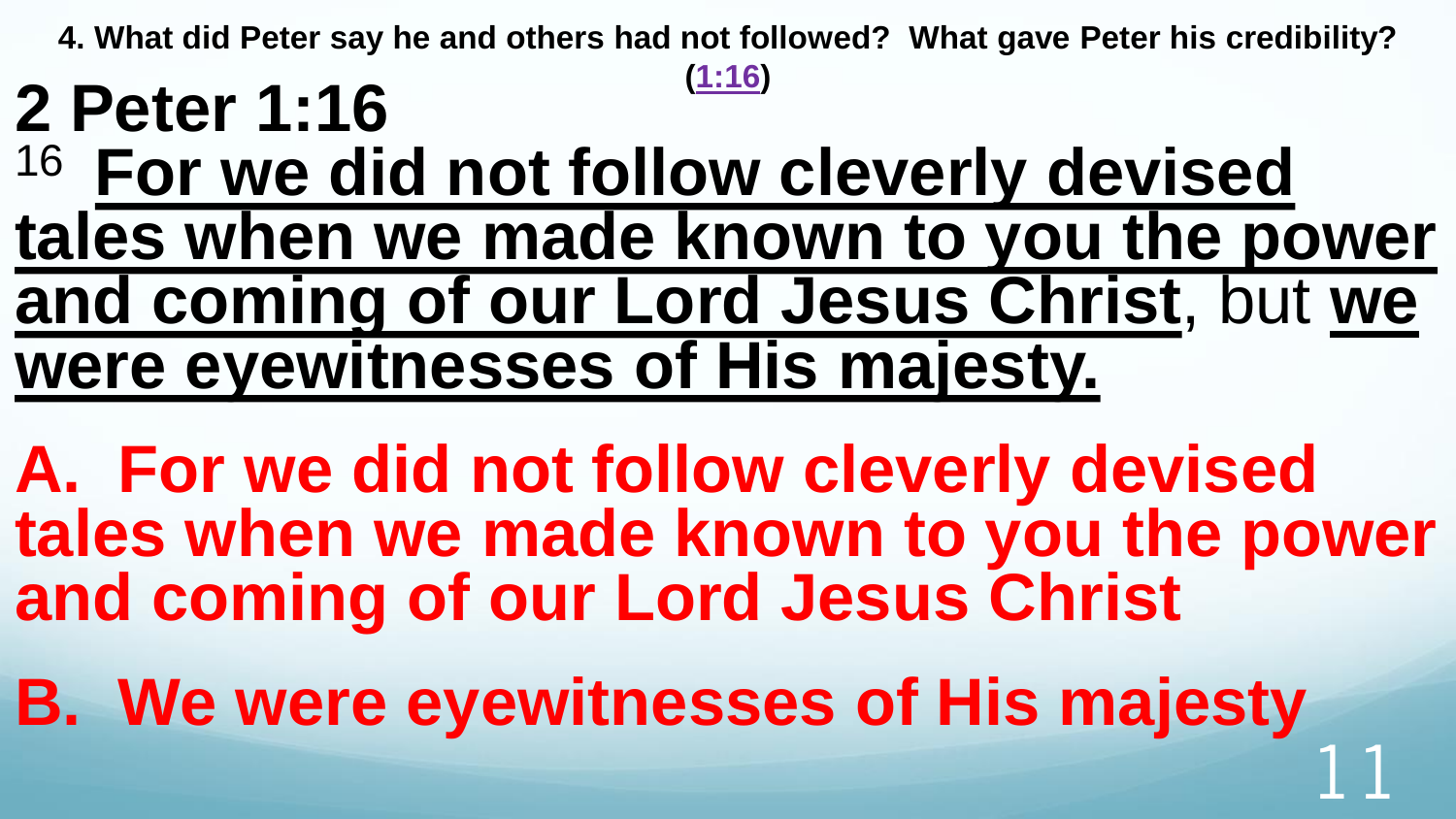**4. What did Peter say he and others had not followed? What gave Peter his credibility? (1:16)**

# 2 Peter 1:16

16 **For we did not follow cleverly devised tales when we made known to you the power and coming of our Lord Jesus Christ**, but **we were eyewitnesses of His majesty.**

**A. For we did not follow cleverly devised tales when we made known to you the power and coming of our Lord Jesus Christ**

**B. We were eyewitnesses of His majesty**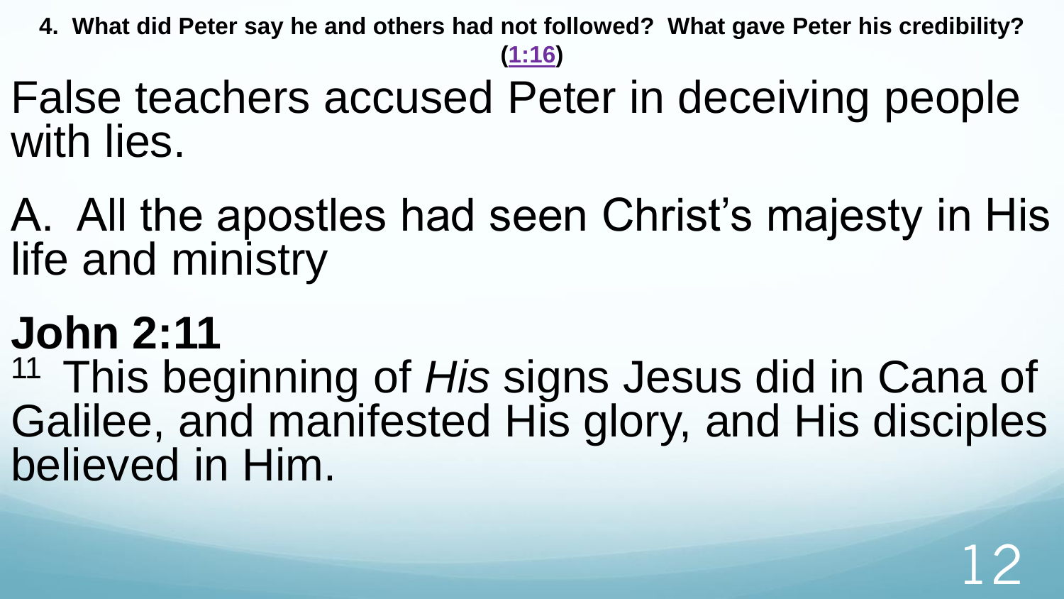**4. What did Peter say he and others had not followed? What gave Peter his credibility? (1:16)**

False teachers accused Peter in deceiving people with lies.

A. All the apostles had seen Christ's majesty in His life and ministry

**John 2:11**

[11] This beginning of *His* signs Jesus did in Cana of Galilee, and manifested His glory, and His disciples believed in Him.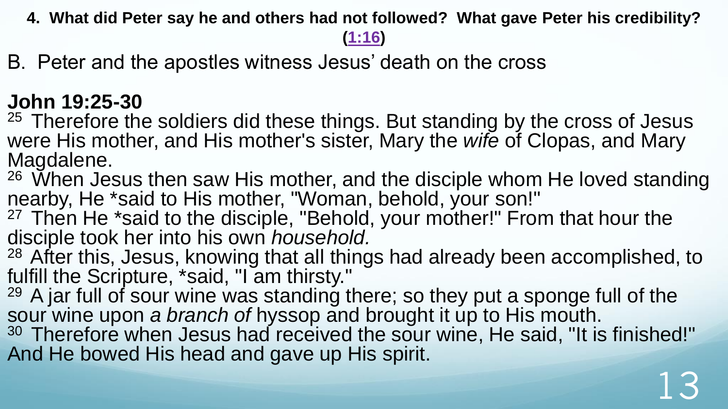**4. What did Peter say he and others had not followed? What gave Peter his credibility? (1:16)**

B. Peter and the apostles witness Jesus' death on the cross

**John 19:25-30**

25 Therefore the soldiers did these things. But standing by the cross of Jesus were His mother, and His mother's sister, Mary the *wife* of Clopas, and Mary Magdalene.

26 When Jesus then saw His mother, and the disciple whom He loved standing nearby, He *said to His mother, "Woman, behold, your son!"

27 Then He *said to the disciple, "Behold, your mother!" From that hour the disciple took her into his own *household.*

28 After this, Jesus, knowing that all things had already been accomplished, to fulfill the Scripture, *said, "I am thirsty."

29 A jar full of sour wine was standing there; so they put a sponge full of the sour wine upon *a branch of* hyssop and brought it up to His mouth.

30 Therefore when Jesus had received the sour wine, He said, "It is finished!" And He bowed His head and gave up His spirit.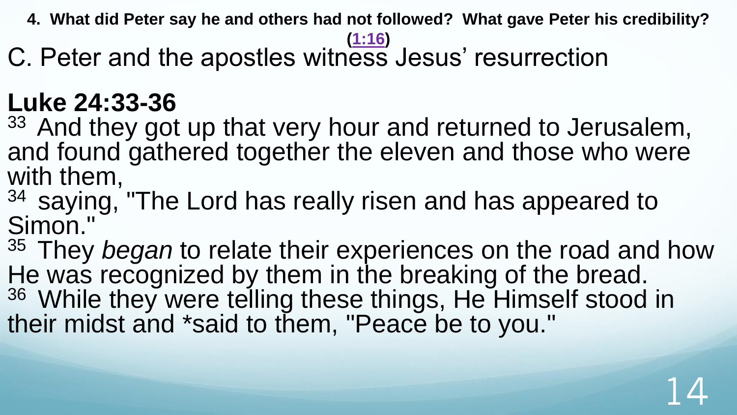**4. What did Peter say he and others had not followed? What gave Peter his credibility? (1:16)**

C. Peter and the apostles witness Jesus' resurrection

## Luke 24:33-36

33 And they got up that very hour and returned to Jerusalem, and found gathered together the eleven and those who were with them,

34 saying, "The Lord has really risen and has appeared to Simon."

35 They *began* to relate their experiences on the road and how He was recognized by them in the breaking of the bread.

36 While they were telling these things, He Himself stood in their midst and *said to them, "Peace be to you."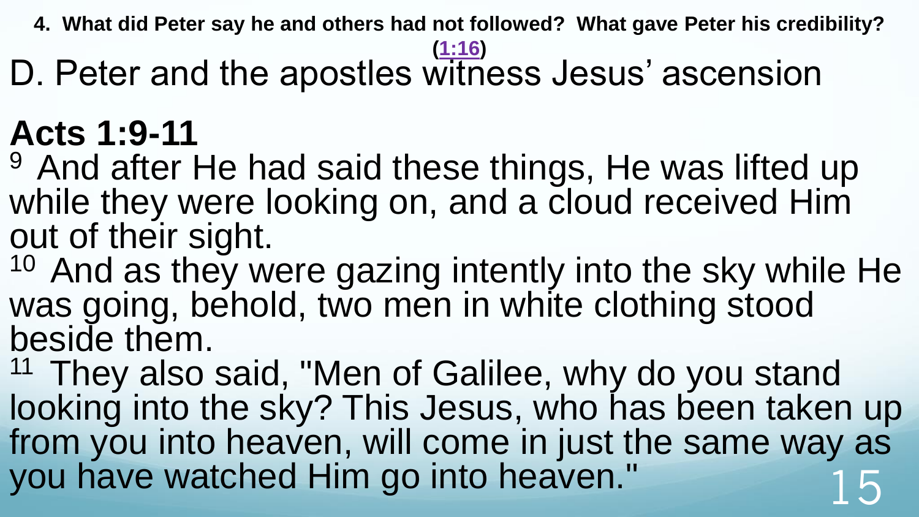**4. What did Peter say he and others had not followed? What gave Peter his credibility? (1:16)**

D. Peter and the apostles witness Jesus' ascension

**Acts 1:9-11**

[9] And after He had said these things, He was lifted up while they were looking on, and a cloud received Him out of their sight.

[10] And as they were gazing intently into the sky while He was going, behold, two men in white clothing stood beside them.

[11] They also said, "Men of Galilee, why do you stand looking into the sky? This Jesus, who has been taken up from you into heaven, will come in just the same way as you have watched Him go into heaven."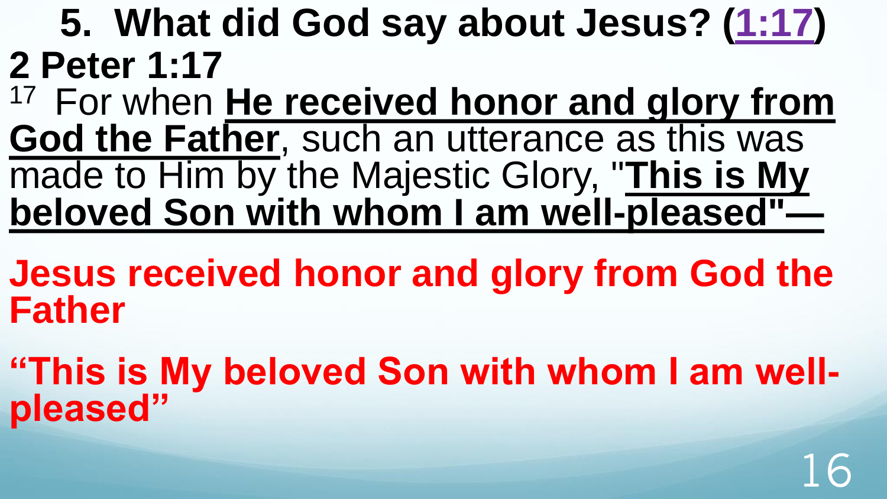# 5. What did God say about Jesus? (1:17)

**2 Peter 1:17**

17 For when **He received honor and glory from God the Father**, such an utterance as this was made to Him by the Majestic Glory, "**This is My beloved Son with whom I am well-pleased"—**

**Jesus received honor and glory from God the Father**

**"This is My beloved Son with whom I am well-pleased"**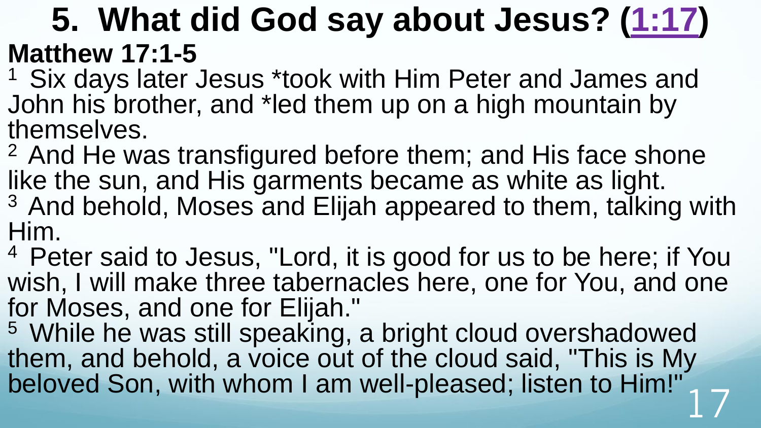# 5. What did God say about Jesus? (1:17)

**Matthew 17:1-5**

[1] Six days later Jesus *took with Him Peter and James and John his brother, and *led them up on a high mountain by themselves.

[2] And He was transfigured before them; and His face shone like the sun, and His garments became as white as light.

[3] And behold, Moses and Elijah appeared to them, talking with Him.

[4] Peter said to Jesus, "Lord, it is good for us to be here; if You wish, I will make three tabernacles here, one for You, and one for Moses, and one for Elijah."

[5] While he was still speaking, a bright cloud overshadowed them, and behold, a voice out of the cloud said, "This is My beloved Son, with whom I am well-pleased; listen to Him!"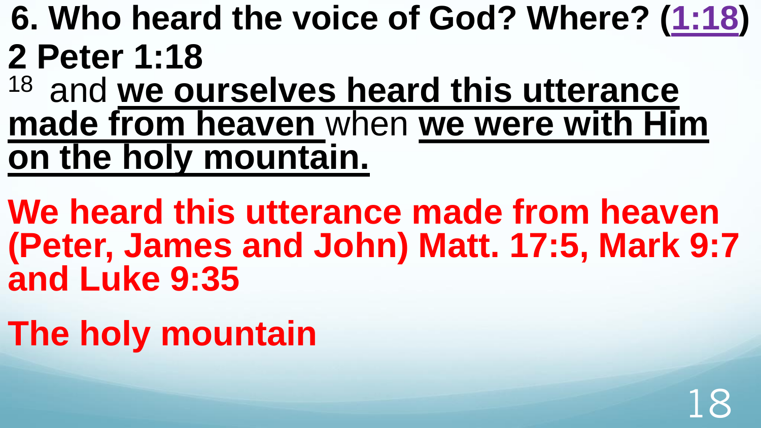**6. Who heard the voice of God? Where? (1:18)**

**2 Peter 1:18**

[18] and **we ourselves heard this utterance made from heaven** when **we were with Him on the holy mountain.**

**We heard this utterance made from heaven (Peter, James and John) Matt. 17:5, Mark 9:7 and Luke 9:35**

**The holy mountain**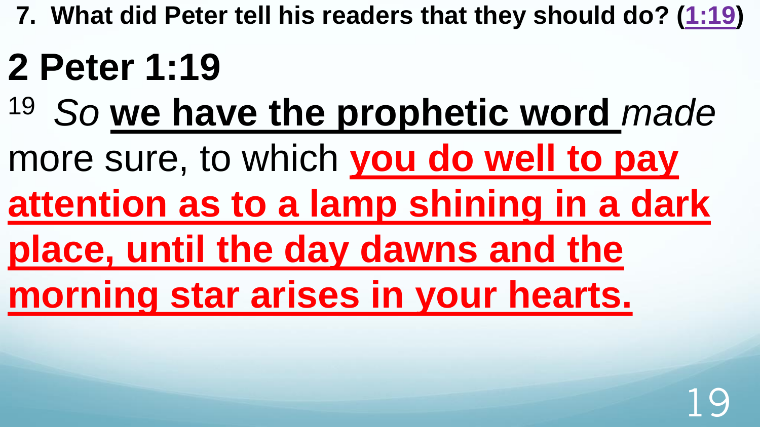**7. What did Peter tell his readers that they should do? (1:19)**

# 2 Peter 1:19

19 *So* **we have the prophetic word** *made* more sure, to which **you do well to pay attention as to a lamp shining in a dark place, until the day dawns and the morning star arises in your hearts.**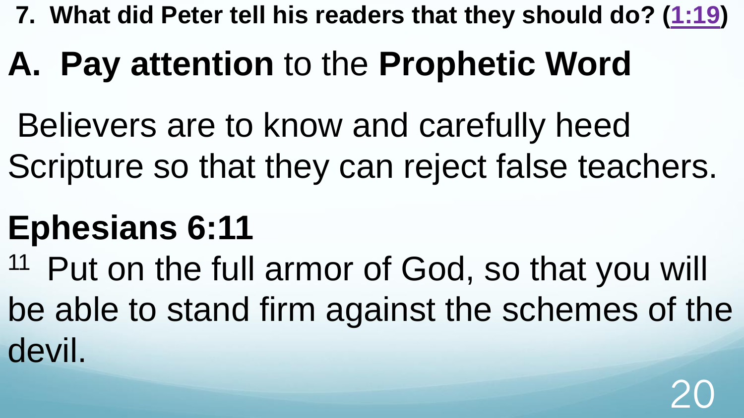**7. What did Peter tell his readers that they should do? ([1:19])**

# A. **Pay attention** to the **Prophetic Word**

Believers are to know and carefully heed Scripture so that they can reject false teachers.

**Ephesians 6:11**

[11] Put on the full armor of God, so that you will be able to stand firm against the schemes of the devil.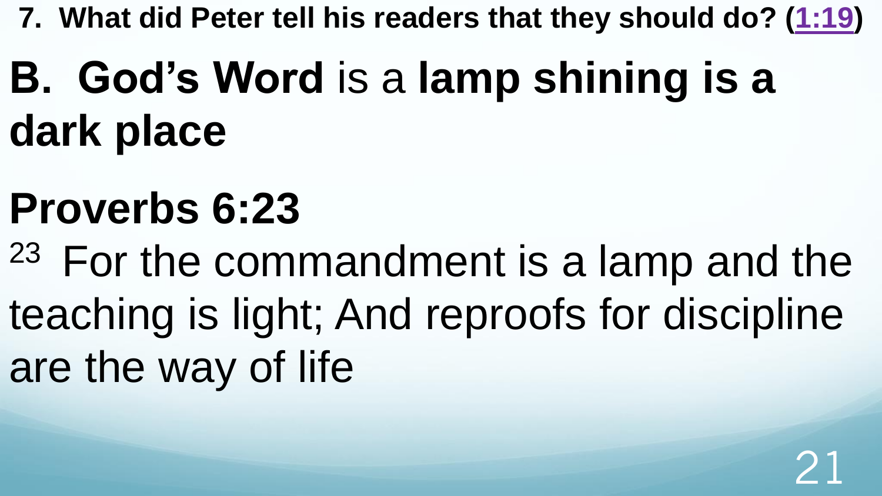**7. What did Peter tell his readers that they should do? (1:19)**

# B. God's Word is a lamp shining is a dark place

## Proverbs 6:23

[23] For the commandment is a lamp and the teaching is light; And reproofs for discipline are the way of life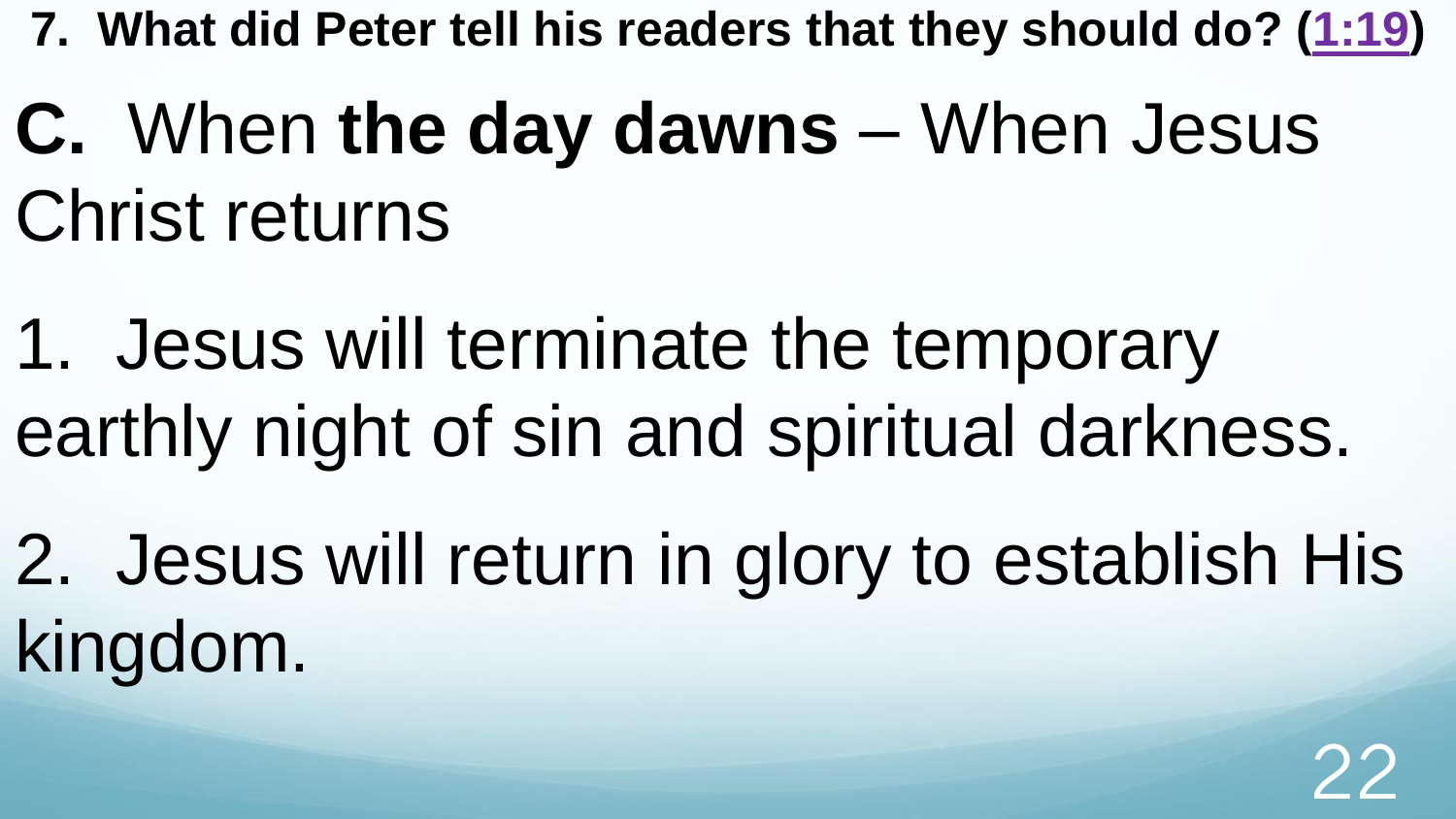**7. What did Peter tell his readers that they should do? (1:19)**

**C.** When **the day dawns** – When Jesus Christ returns

1. Jesus will terminate the temporary earthly night of sin and spiritual darkness.

2. Jesus will return in glory to establish His kingdom.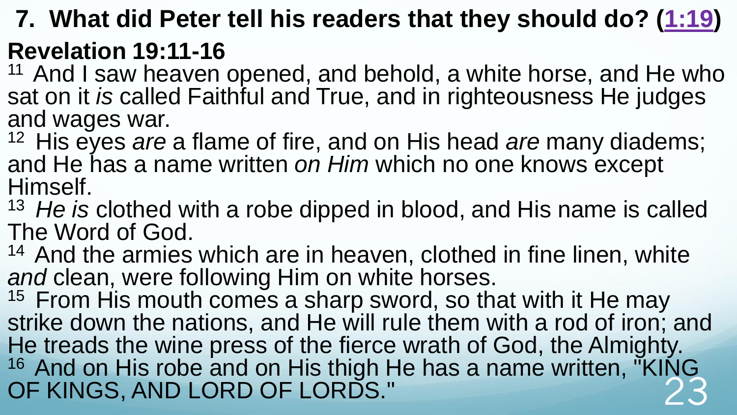## 7. What did Peter tell his readers that they should do? ([1:19])

### Revelation 19:11-16

[11] And I saw heaven opened, and behold, a white horse, and He who sat on it *is* called Faithful and True, and in righteousness He judges and wages war.

[12] His eyes *are* a flame of fire, and on His head *are* many diadems; and He has a name written *on Him* which no one knows except Himself.

[13] *He is* clothed with a robe dipped in blood, and His name is called The Word of God.

[14] And the armies which are in heaven, clothed in fine linen, white *and* clean, were following Him on white horses.

[15] From His mouth comes a sharp sword, so that with it He may strike down the nations, and He will rule them with a rod of iron; and He treads the wine press of the fierce wrath of God, the Almighty.

[16] And on His robe and on His thigh He has a name written, "KING OF KINGS, AND LORD OF LORDS."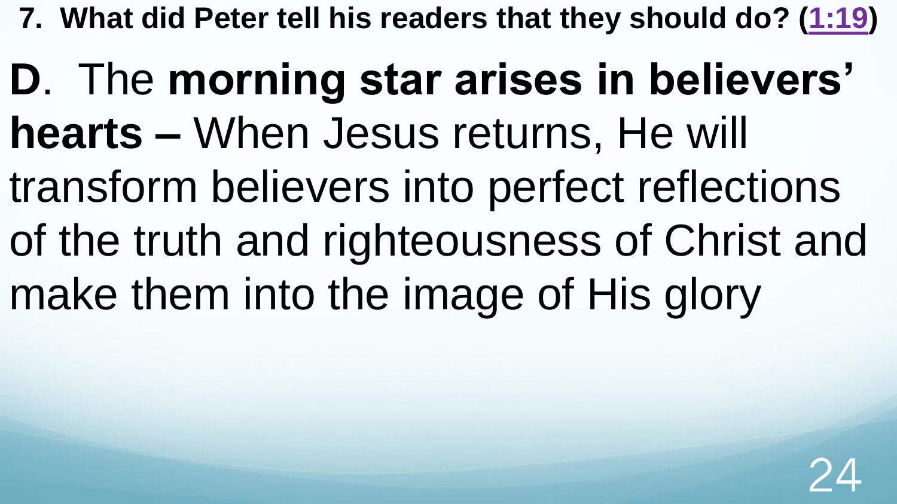**7. What did Peter tell his readers that they should do? (1:19)**

**D**. The **morning star arises in believers' hearts –** When Jesus returns, He will transform believers into perfect reflections of the truth and righteousness of Christ and make them into the image of His glory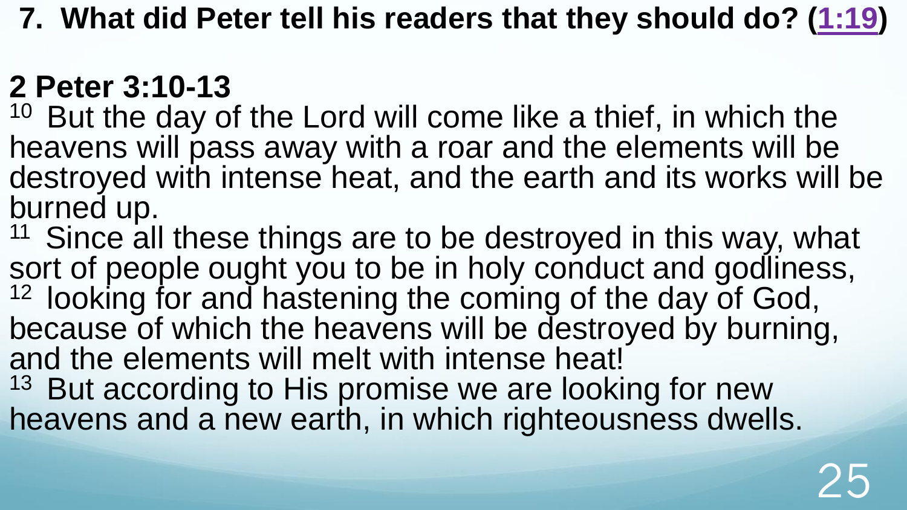**7. What did Peter tell his readers that they should do? (1:19)**

## 2 Peter 3:10-13

[10] But the day of the Lord will come like a thief, in which the heavens will pass away with a roar and the elements will be destroyed with intense heat, and the earth and its works will be burned up.

[11] Since all these things are to be destroyed in this way, what sort of people ought you to be in holy conduct and godliness,

[12] looking for and hastening the coming of the day of God, because of which the heavens will be destroyed by burning, and the elements will melt with intense heat!

[13] But according to His promise we are looking for new heavens and a new earth, in which righteousness dwells.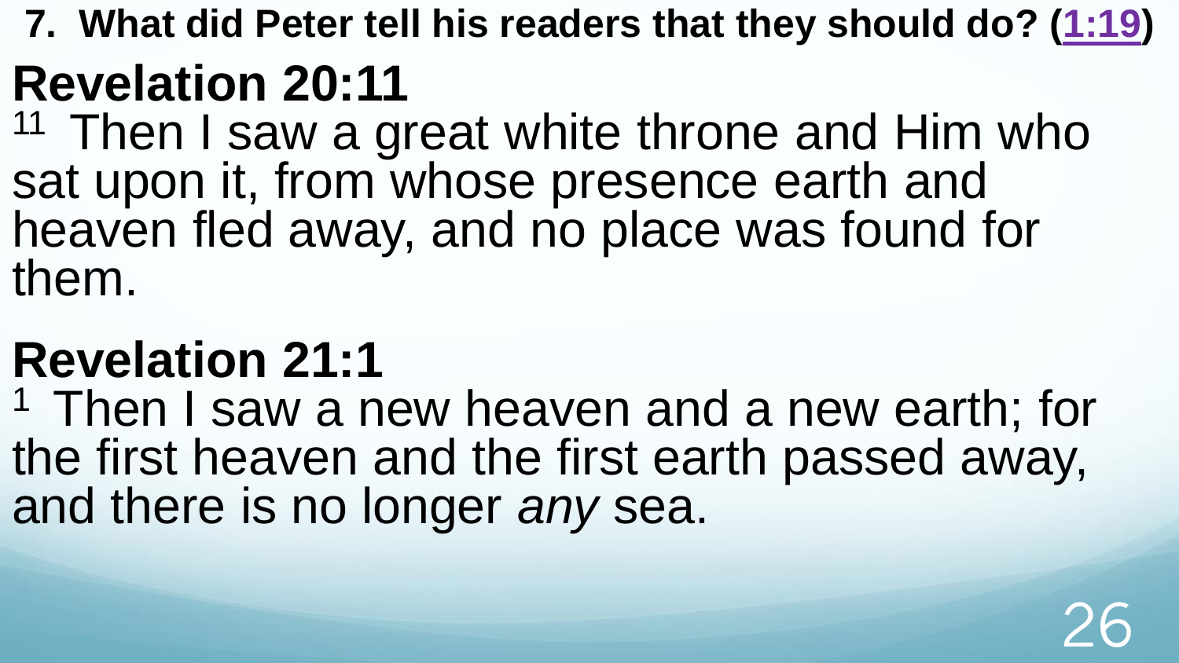**7. What did Peter tell his readers that they should do? (1:19)**

## Revelation 20:11

[11] Then I saw a great white throne and Him who sat upon it, from whose presence earth and heaven fled away, and no place was found for them.

## Revelation 21:1

[1] Then I saw a new heaven and a new earth; for the first heaven and the first earth passed away, and there is no longer *any* sea.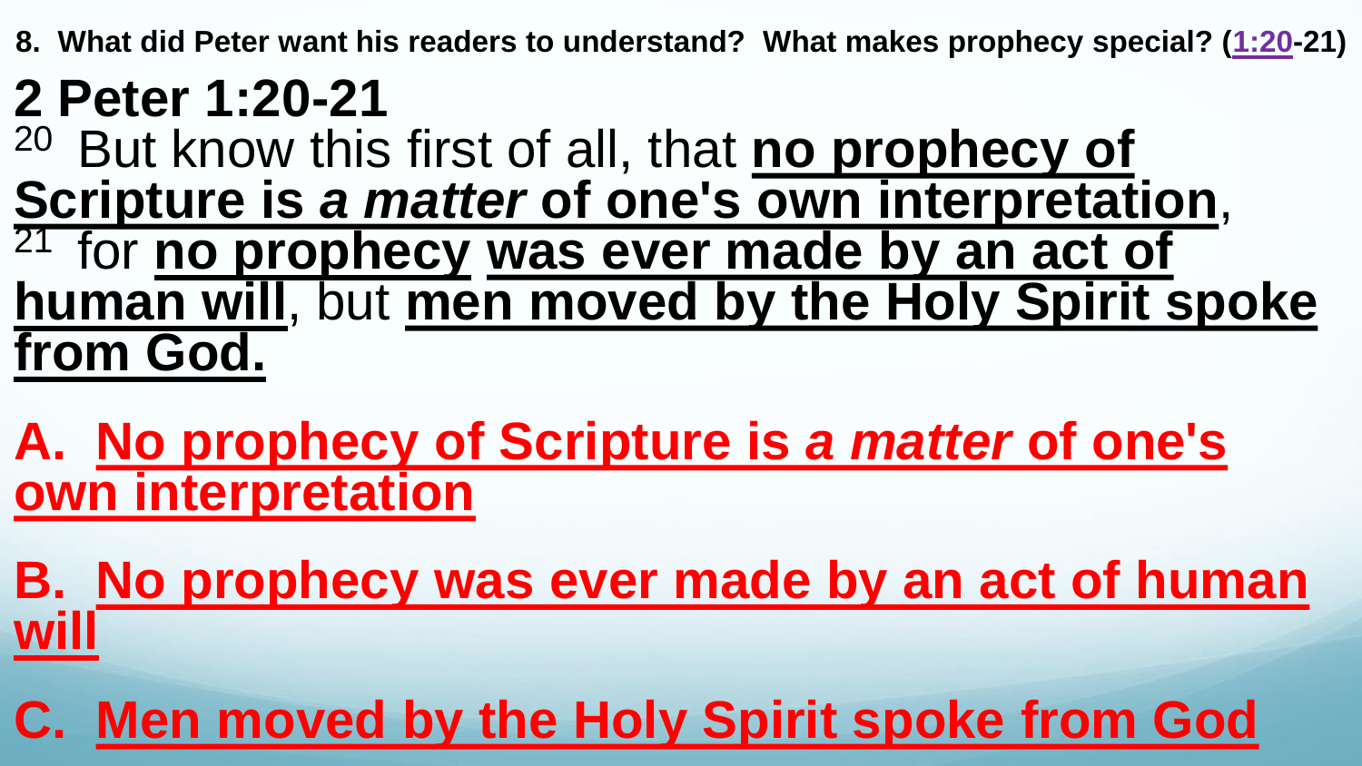**8. What did Peter want his readers to understand? What makes prophecy special? (1:20-21)**

# 2 Peter 1:20-21

[20] But know this first of all, that **no prophecy of Scripture is *a matter* of one's own interpretation**, [21] for **no prophecy** **was ever made by an act of human will**, but **men moved by the Holy Spirit spoke from God.**

**A. No prophecy of Scripture is *a matter* of one's own interpretation**

**B. No prophecy was ever made by an act of human will**

**C. Men moved by the Holy Spirit spoke from God**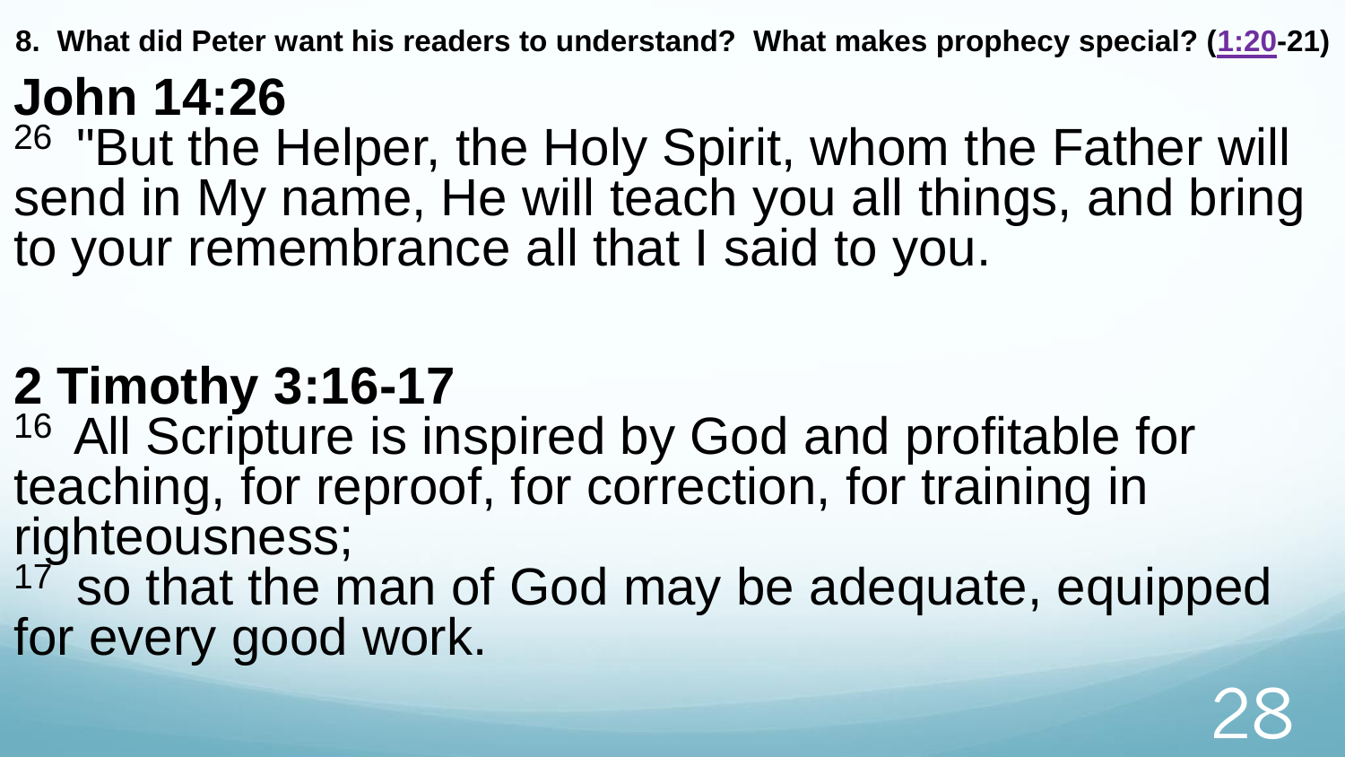**8. What did Peter want his readers to understand? What makes prophecy special? (1:20-21)**

## John 14:26

[26] "But the Helper, the Holy Spirit, whom the Father will send in My name, He will teach you all things, and bring to your remembrance all that I said to you.

## 2 Timothy 3:16-17

[16] All Scripture is inspired by God and profitable for teaching, for reproof, for correction, for training in righteousness;
[17] so that the man of God may be adequate, equipped for every good work.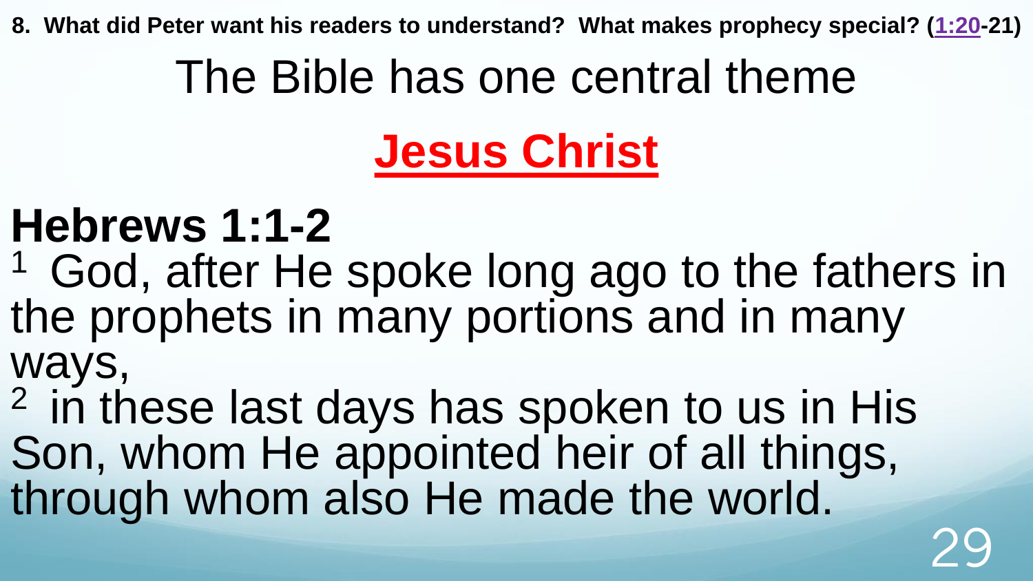**8. What did Peter want his readers to understand? What makes prophecy special? (1:20-21)**

# The Bible has one central theme

# Jesus Christ

## Hebrews 1:1-2

[1] God, after He spoke long ago to the fathers in the prophets in many portions and in many ways,

[2] in these last days has spoken to us in His Son, whom He appointed heir of all things, through whom also He made the world.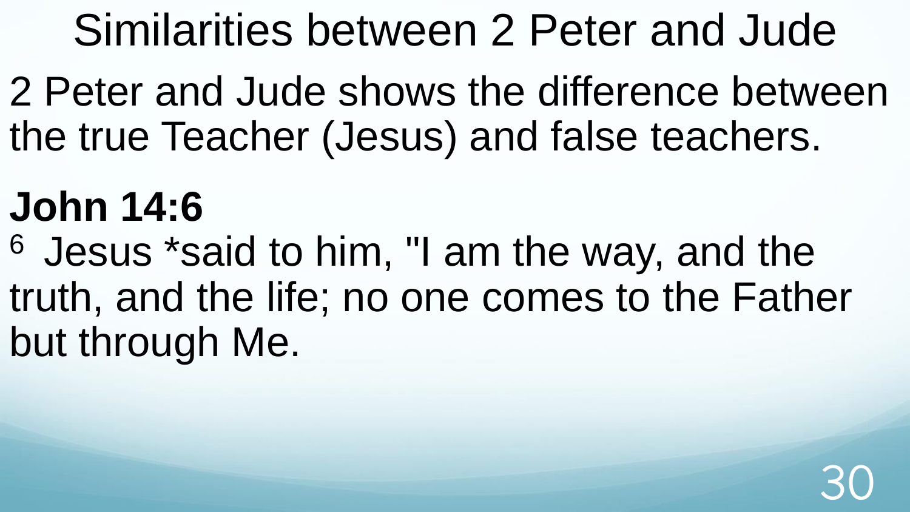# Similarities between 2 Peter and Jude

2 Peter and Jude shows the difference between the true Teacher (Jesus) and false teachers.

**John 14:6**

[6] Jesus *said to him, "I am the way, and the truth, and the life; no one comes to the Father but through Me.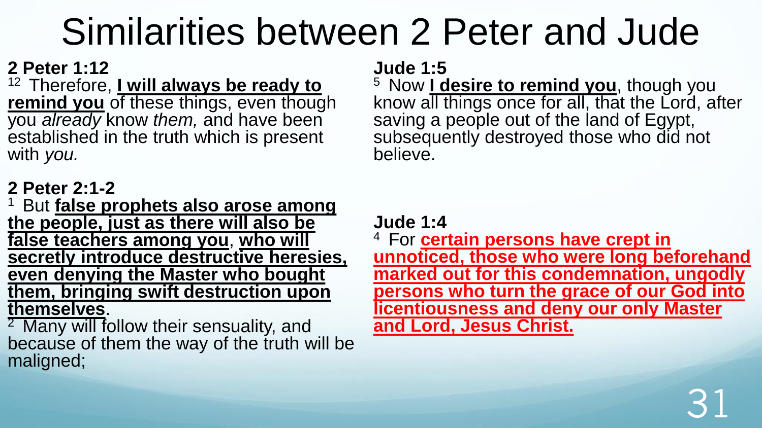# Similarities between 2 Peter and Jude

**2 Peter 1:12**

[12] Therefore, **I will always be ready to remind you** of these things, even though you *already* know *them,* and have been established in the truth which is present with *you.*

**Jude 1:5**

[5] Now **I desire to remind you**, though you know all things once for all, that the Lord, after saving a people out of the land of Egypt, subsequently destroyed those who did not believe.

**2 Peter 2:1-2**

[1] But **false prophets also arose among the people, just as there will also be false teachers among you**, **who will secretly introduce destructive heresies, even denying the Master who bought them, bringing swift destruction upon themselves**.

[2] Many will follow their sensuality, and because of them the way of the truth will be maligned;

**Jude 1:4**

[4] For **certain persons have crept in unnoticed, those who were long beforehand marked out for this condemnation, ungodly persons who turn the grace of our God into licentiousness and deny our only Master and Lord, Jesus Christ.**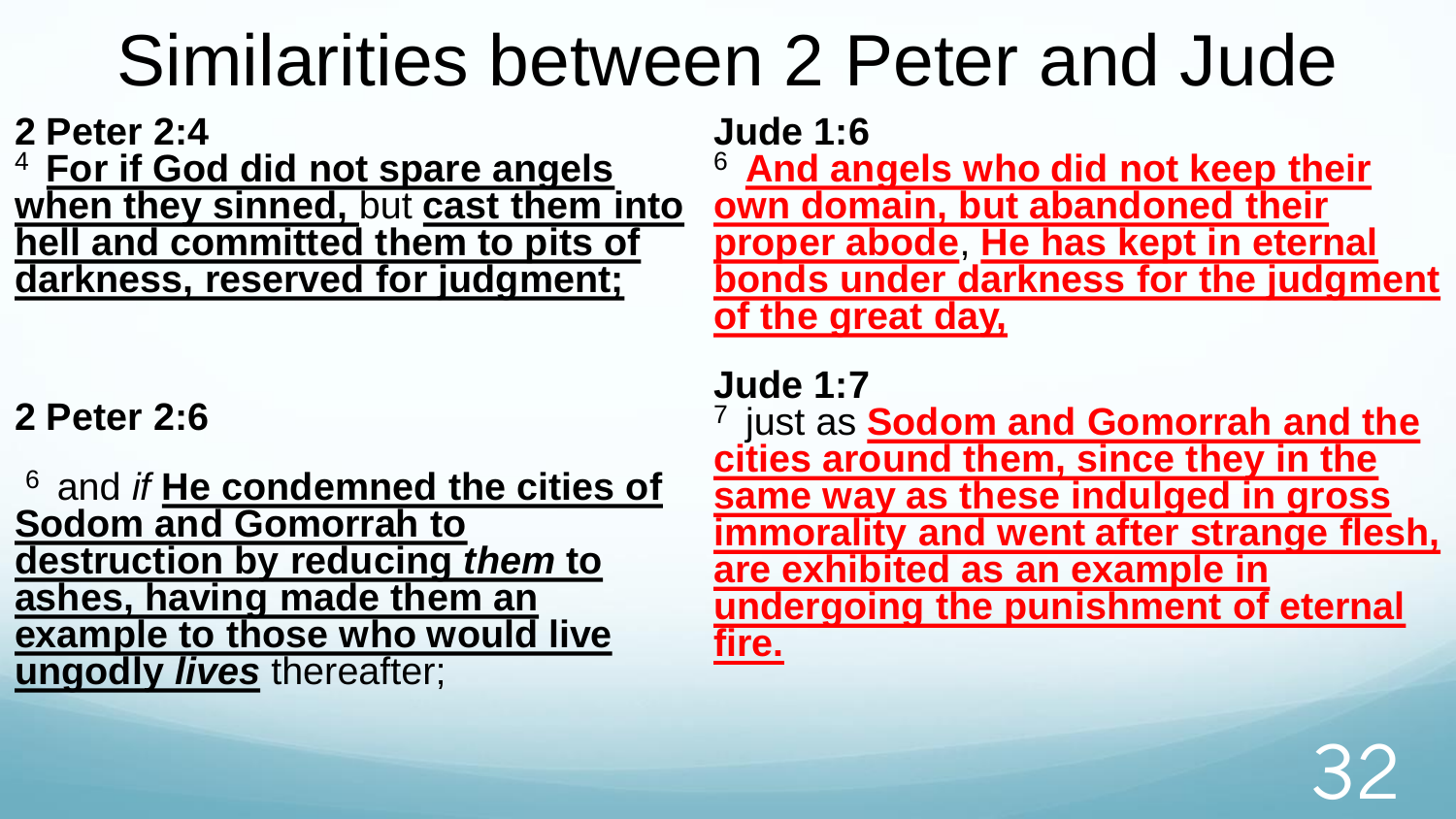# Similarities between 2 Peter and Jude

**2 Peter 2:4**

[4] **For if God did not spare angels when they sinned,** but **cast them into hell and committed them to pits of darkness, reserved for judgment;**

**2 Peter 2:6**

[6] and *if* **He condemned the cities of Sodom and Gomorrah to destruction by reducing *them* to ashes, having made them an example to those who would live ungodly *lives*** thereafter;

**Jude 1:6**

[6] **And angels who did not keep their own domain, but abandoned their proper abode**, **He has kept in eternal bonds under darkness for the judgment of the great day,**

**Jude 1:7**

[7] just as **Sodom and Gomorrah and the cities around them, since they in the same way as these indulged in gross immorality and went after strange flesh, are exhibited as an example in undergoing the punishment of eternal fire.**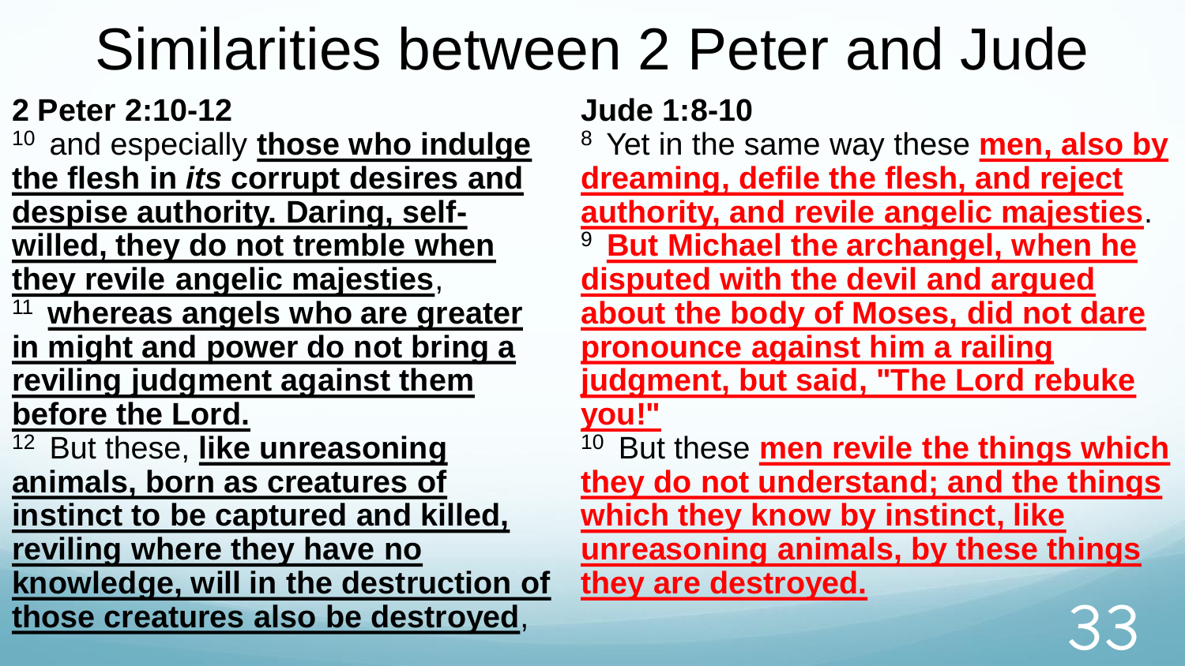# Similarities between 2 Peter and Jude

**2 Peter 2:10-12**

[10] and especially **those who indulge the flesh in *its* corrupt desires and despise authority. Daring, self-willed, they do not tremble when they revile angelic majesties**,

[11] **whereas angels who are greater in might and power do not bring a reviling judgment against them before the Lord.**

[12] But these, **like unreasoning animals, born as creatures of instinct to be captured and killed, reviling where they have no knowledge, will in the destruction of those creatures also be destroyed**,

**Jude 1:8-10**

[8] Yet in the same way these **men, also by dreaming, defile the flesh, and reject authority, and revile angelic majesties**.

[9] **But Michael the archangel, when he disputed with the devil and argued about the body of Moses, did not dare pronounce against him a railing judgment, but said, "The Lord rebuke you!"**

[10] But these **men revile the things which they do not understand; and the things which they know by instinct, like unreasoning animals, by these things they are destroyed.**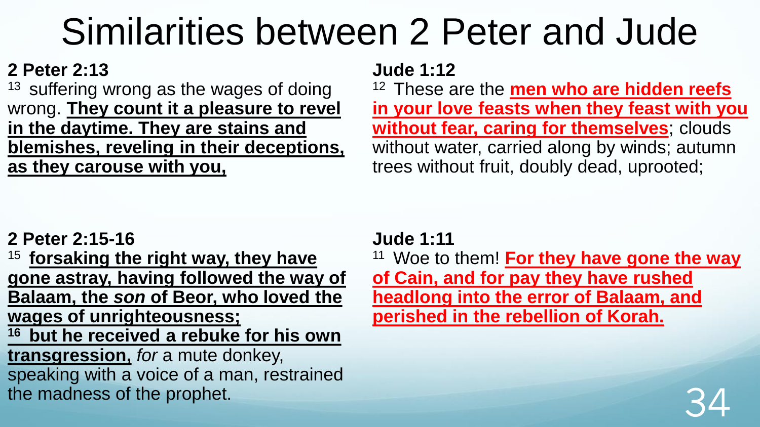# Similarities between 2 Peter and Jude

**2 Peter 2:13**

[13] suffering wrong as the wages of doing wrong. **They count it a pleasure to revel in the daytime. They are stains and blemishes, reveling in their deceptions, as they carouse with you,**

**Jude 1:12**

[12] These are the **men who are hidden reefs in your love feasts when they feast with you without fear, caring for themselves**; clouds without water, carried along by winds; autumn trees without fruit, doubly dead, uprooted;

**2 Peter 2:15-16**

[15] **forsaking the right way, they have gone astray, having followed the way of Balaam, the *son* of Beor, who loved the wages of unrighteousness;**

[16] **but he received a rebuke for his own transgression,** *for* a mute donkey, speaking with a voice of a man, restrained the madness of the prophet.

**Jude 1:11**

[11] Woe to them! **For they have gone the way of Cain, and for pay they have rushed headlong into the error of Balaam, and perished in the rebellion of Korah.**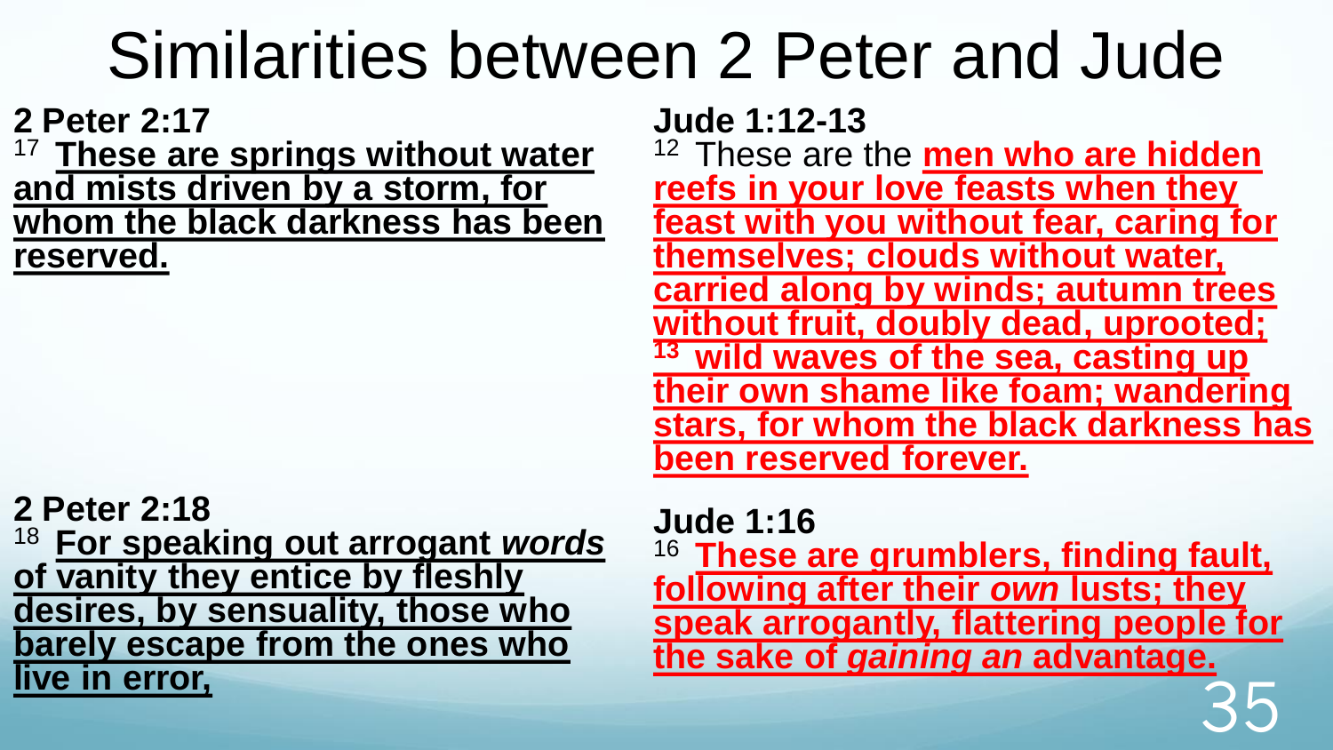# Similarities between 2 Peter and Jude

**2 Peter 2:17**

[17] **These are springs without water and mists driven by a storm, for whom the black darkness has been reserved.**

**Jude 1:12-13**

[12] These are the **men who are hidden reefs in your love feasts when they feast with you without fear, caring for themselves; clouds without water, carried along by winds; autumn trees without fruit, doubly dead, uprooted;** [13] **wild waves of the sea, casting up their own shame like foam; wandering stars, for whom the black darkness has been reserved forever.**

**2 Peter 2:18**

[18] **For speaking out arrogant *words* of vanity they entice by fleshly desires, by sensuality, those who barely escape from the ones who live in error,**

**Jude 1:16**

[16] **These are grumblers, finding fault, following after their *own* lusts; they speak arrogantly, flattering people for the sake of *gaining an* advantage.**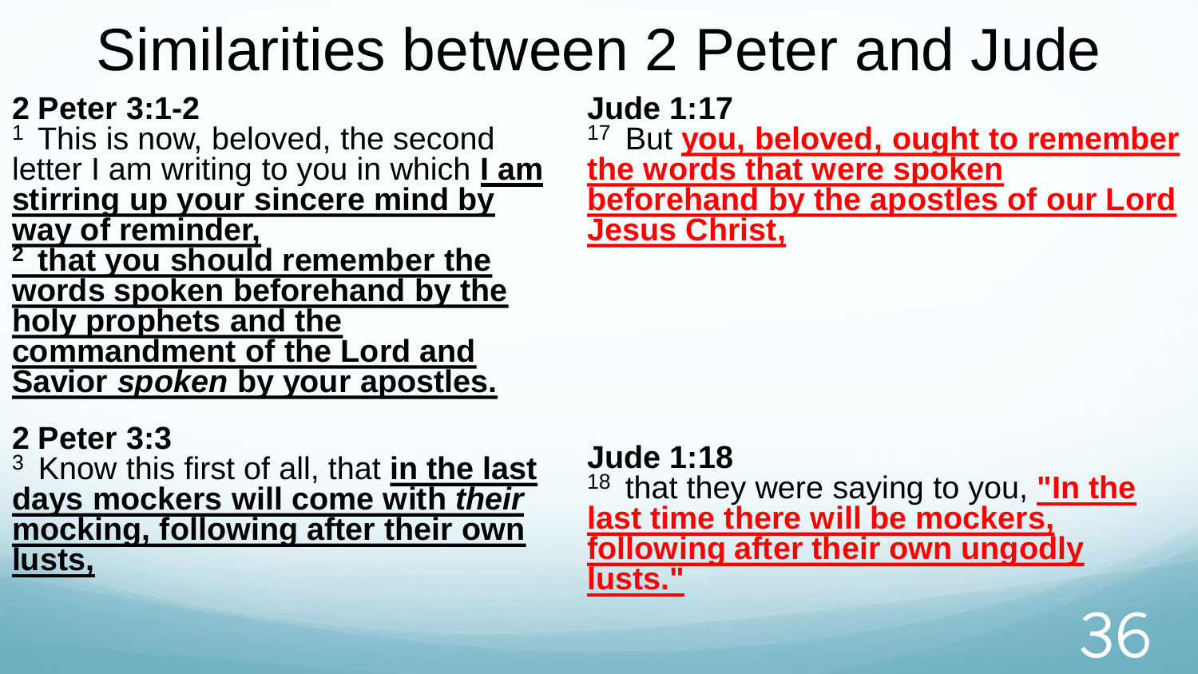# Similarities between 2 Peter and Jude

**2 Peter 3:1-2**

[1] This is now, beloved, the second letter I am writing to you in which **I am stirring up your sincere mind by way of reminder,**
**[2] that you should remember the words spoken beforehand by the holy prophets and the commandment of the Lord and Savior *spoken* by your apostles.**

**Jude 1:17**

[17] But **you, beloved, ought to remember the words that were spoken beforehand by the apostles of our Lord Jesus Christ,**

**2 Peter 3:3**

[3] Know this first of all, that **in the last days mockers will come with *their* mocking, following after their own lusts,**

**Jude 1:18**

[18] that they were saying to you, **"In the last time there will be mockers, following after their own ungodly lusts."**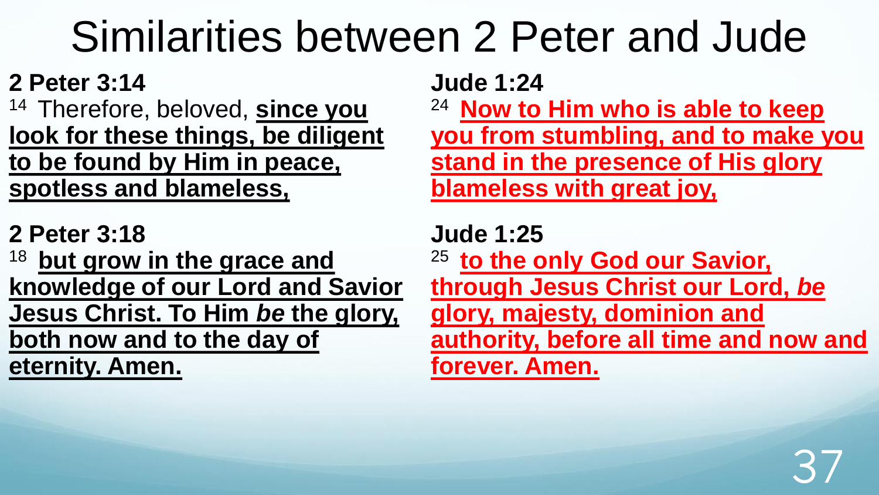# Similarities between 2 Peter and Jude

**2 Peter 3:14**

[14] Therefore, beloved, **since you look for these things, be diligent to be found by Him in peace, spotless and blameless,**

**2 Peter 3:18**

[18] **but grow in the grace and knowledge of our Lord and Savior Jesus Christ. To Him *be* the glory, both now and to the day of eternity. Amen.**

**Jude 1:24**

[24] **Now to Him who is able to keep you from stumbling, and to make you stand in the presence of His glory blameless with great joy,**

**Jude 1:25**

[25] **to the only God our Savior, through Jesus Christ our Lord, *be* glory, majesty, dominion and authority, before all time and now and forever. Amen.**